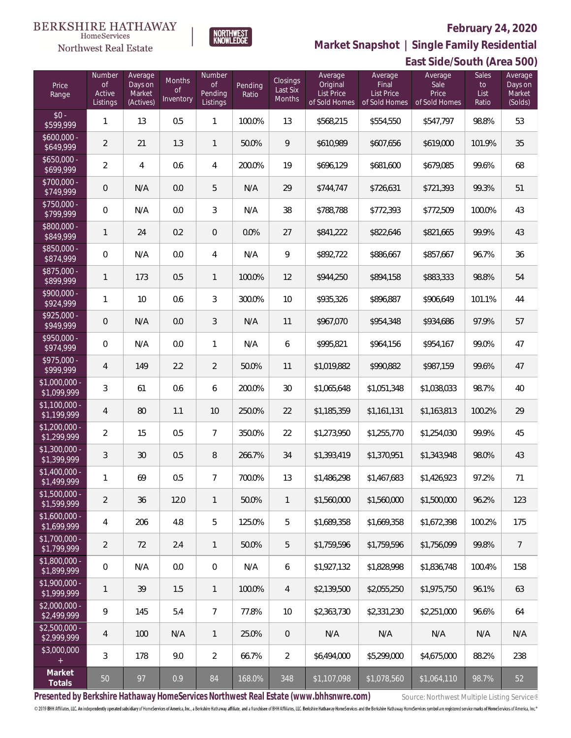BERKSHIRE HATHAWAY HomeServices Northwest Real Estate

NORTHWEST KNOWLEDGE

**February 24, 2020**

**Market Snapshot | Single Family Residential**

**East Side/South (Area 500)**

| Price Range | Number of Active Listings | Average Days on Market (Actives) | Months of Inventory | Number of Pending Listings | Pending Ratio | Closings Last Six Months | Average Original List Price of Sold Homes | Average Final List Price of Sold Homes | Average Sale Price of Sold Homes | Sales to List Ratio | Average Days on Market (Solds) |
|---|---|---|---|---|---|---|---|---|---|---|---|
| $0 - $599,999 | 1 | 13 | 0.5 | 1 | 100.0% | 13 | $568,215 | $554,550 | $547,797 | 98.8% | 53 |
| $600,000 - $649,999 | 2 | 21 | 1.3 | 1 | 50.0% | 9 | $610,989 | $607,656 | $619,000 | 101.9% | 35 |
| $650,000 - $699,999 | 2 | 4 | 0.6 | 4 | 200.0% | 19 | $696,129 | $681,600 | $679,085 | 99.6% | 68 |
| $700,000 - $749,999 | 0 | N/A | 0.0 | 5 | N/A | 29 | $744,747 | $726,631 | $721,393 | 99.3% | 51 |
| $750,000 - $799,999 | 0 | N/A | 0.0 | 3 | N/A | 38 | $788,788 | $772,393 | $772,509 | 100.0% | 43 |
| $800,000 - $849,999 | 1 | 24 | 0.2 | 0 | 0.0% | 27 | $841,222 | $822,646 | $821,665 | 99.9% | 43 |
| $850,000 - $874,999 | 0 | N/A | 0.0 | 4 | N/A | 9 | $892,722 | $886,667 | $857,667 | 96.7% | 36 |
| $875,000 - $899,999 | 1 | 173 | 0.5 | 1 | 100.0% | 12 | $944,250 | $894,158 | $883,333 | 98.8% | 54 |
| $900,000 - $924,999 | 1 | 10 | 0.6 | 3 | 300.0% | 10 | $935,326 | $896,887 | $906,649 | 101.1% | 44 |
| $925,000 - $949,999 | 0 | N/A | 0.0 | 3 | N/A | 11 | $967,070 | $954,348 | $934,686 | 97.9% | 57 |
| $950,000 - $974,999 | 0 | N/A | 0.0 | 1 | N/A | 6 | $995,821 | $964,156 | $954,167 | 99.0% | 47 |
| $975,000 - $999,999 | 4 | 149 | 2.2 | 2 | 50.0% | 11 | $1,019,882 | $990,882 | $987,159 | 99.6% | 47 |
| $1,000,000 - $1,099,999 | 3 | 61 | 0.6 | 6 | 200.0% | 30 | $1,065,648 | $1,051,348 | $1,038,033 | 98.7% | 40 |
| $1,100,000 - $1,199,999 | 4 | 80 | 1.1 | 10 | 250.0% | 22 | $1,185,359 | $1,161,131 | $1,163,813 | 100.2% | 29 |
| $1,200,000 - $1,299,999 | 2 | 15 | 0.5 | 7 | 350.0% | 22 | $1,273,950 | $1,255,770 | $1,254,030 | 99.9% | 45 |
| $1,300,000 - $1,399,999 | 3 | 30 | 0.5 | 8 | 266.7% | 34 | $1,393,419 | $1,370,951 | $1,343,948 | 98.0% | 43 |
| $1,400,000 - $1,499,999 | 1 | 69 | 0.5 | 7 | 700.0% | 13 | $1,486,298 | $1,467,683 | $1,426,923 | 97.2% | 71 |
| $1,500,000 - $1,599,999 | 2 | 36 | 12.0 | 1 | 50.0% | 1 | $1,560,000 | $1,560,000 | $1,500,000 | 96.2% | 123 |
| $1,600,000 - $1,699,999 | 4 | 206 | 4.8 | 5 | 125.0% | 5 | $1,689,358 | $1,669,358 | $1,672,398 | 100.2% | 175 |
| $1,700,000 - $1,799,999 | 2 | 72 | 2.4 | 1 | 50.0% | 5 | $1,759,596 | $1,759,596 | $1,756,099 | 99.8% | 7 |
| $1,800,000 - $1,899,999 | 0 | N/A | 0.0 | 0 | N/A | 6 | $1,927,132 | $1,828,998 | $1,836,748 | 100.4% | 158 |
| $1,900,000 - $1,999,999 | 1 | 39 | 1.5 | 1 | 100.0% | 4 | $2,139,500 | $2,055,250 | $1,975,750 | 96.1% | 63 |
| $2,000,000 - $2,499,999 | 9 | 145 | 5.4 | 7 | 77.8% | 10 | $2,363,730 | $2,331,230 | $2,251,000 | 96.6% | 64 |
| $2,500,000 - $2,999,999 | 4 | 100 | N/A | 1 | 25.0% | 0 | N/A | N/A | N/A | N/A | N/A |
| $3,000,000 + | 3 | 178 | 9.0 | 2 | 66.7% | 2 | $6,494,000 | $5,299,000 | $4,675,000 | 88.2% | 238 |
| **Market Totals** | 50 | 97 | 0.9 | 84 | 168.0% | 348 | $1,107,098 | $1,078,560 | $1,064,110 | 98.7% | 52 |

**Presented by Berkshire Hathaway HomeServices Northwest Real Estate (www.bhhsnwre.com)**

Source: Northwest Multiple Listing Service®

© 2019 BHH Affiliates, LLC. An independently operated subsidiary of HomeServices of America, Inc., a Berkshire Hathaway affiliate, and a franchisee of BHH Affiliates, LLC. Berkshire Hathaway HomeServices and the Berkshire Hathaway HomeServices symbol are registered service marks of HomeServices of America, Inc.®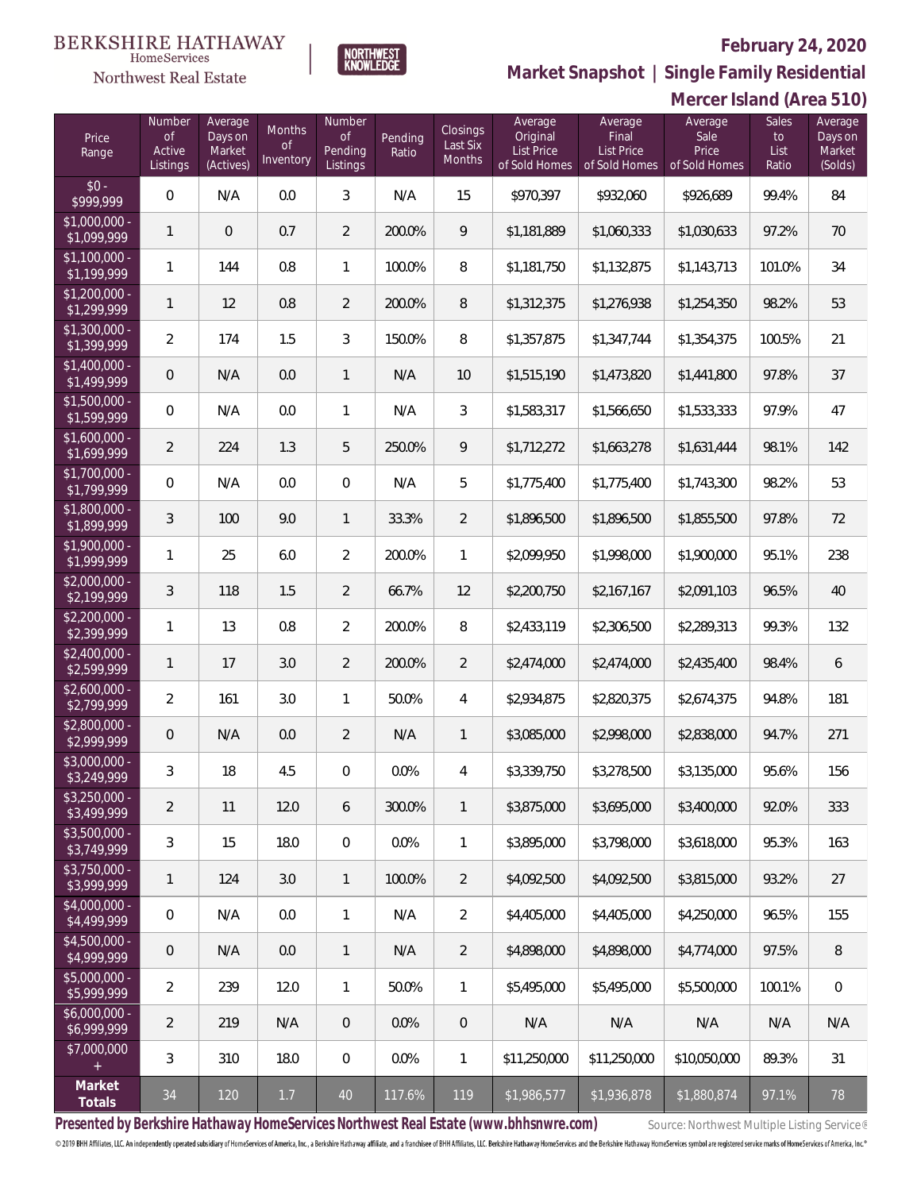BERKSHIRE HATHAWAY HomeServices Northwest Real Estate

NORTHWEST KNOWLEDGE

# February 24, 2020

## Market Snapshot | Single Family Residential

## Mercer Island (Area 510)

| Price Range | Number of Active Listings | Average Days on Market (Actives) | Months of Inventory | Number of Pending Listings | Pending Ratio | Closings Last Six Months | Average Original List Price of Sold Homes | Average Final List Price of Sold Homes | Average Sale Price of Sold Homes | Sales to List Ratio | Average Days on Market (Solds) |
|---|---|---|---|---|---|---|---|---|---|---|---|
| $0 - $999,999 | 0 | N/A | 0.0 | 3 | N/A | 15 | $970,397 | $932,060 | $926,689 | 99.4% | 84 |
| $1,000,000 - $1,099,999 | 1 | 0 | 0.7 | 2 | 200.0% | 9 | $1,181,889 | $1,060,333 | $1,030,633 | 97.2% | 70 |
| $1,100,000 - $1,199,999 | 1 | 144 | 0.8 | 1 | 100.0% | 8 | $1,181,750 | $1,132,875 | $1,143,713 | 101.0% | 34 |
| $1,200,000 - $1,299,999 | 1 | 12 | 0.8 | 2 | 200.0% | 8 | $1,312,375 | $1,276,938 | $1,254,350 | 98.2% | 53 |
| $1,300,000 - $1,399,999 | 2 | 174 | 1.5 | 3 | 150.0% | 8 | $1,357,875 | $1,347,744 | $1,354,375 | 100.5% | 21 |
| $1,400,000 - $1,499,999 | 0 | N/A | 0.0 | 1 | N/A | 10 | $1,515,190 | $1,473,820 | $1,441,800 | 97.8% | 37 |
| $1,500,000 - $1,599,999 | 0 | N/A | 0.0 | 1 | N/A | 3 | $1,583,317 | $1,566,650 | $1,533,333 | 97.9% | 47 |
| $1,600,000 - $1,699,999 | 2 | 224 | 1.3 | 5 | 250.0% | 9 | $1,712,272 | $1,663,278 | $1,631,444 | 98.1% | 142 |
| $1,700,000 - $1,799,999 | 0 | N/A | 0.0 | 0 | N/A | 5 | $1,775,400 | $1,775,400 | $1,743,300 | 98.2% | 53 |
| $1,800,000 - $1,899,999 | 3 | 100 | 9.0 | 1 | 33.3% | 2 | $1,896,500 | $1,896,500 | $1,855,500 | 97.8% | 72 |
| $1,900,000 - $1,999,999 | 1 | 25 | 6.0 | 2 | 200.0% | 1 | $2,099,950 | $1,998,000 | $1,900,000 | 95.1% | 238 |
| $2,000,000 - $2,199,999 | 3 | 118 | 1.5 | 2 | 66.7% | 12 | $2,200,750 | $2,167,167 | $2,091,103 | 96.5% | 40 |
| $2,200,000 - $2,399,999 | 1 | 13 | 0.8 | 2 | 200.0% | 8 | $2,433,119 | $2,306,500 | $2,289,313 | 99.3% | 132 |
| $2,400,000 - $2,599,999 | 1 | 17 | 3.0 | 2 | 200.0% | 2 | $2,474,000 | $2,474,000 | $2,435,400 | 98.4% | 6 |
| $2,600,000 - $2,799,999 | 2 | 161 | 3.0 | 1 | 50.0% | 4 | $2,934,875 | $2,820,375 | $2,674,375 | 94.8% | 181 |
| $2,800,000 - $2,999,999 | 0 | N/A | 0.0 | 2 | N/A | 1 | $3,085,000 | $2,998,000 | $2,838,000 | 94.7% | 271 |
| $3,000,000 - $3,249,999 | 3 | 18 | 4.5 | 0 | 0.0% | 4 | $3,339,750 | $3,278,500 | $3,135,000 | 95.6% | 156 |
| $3,250,000 - $3,499,999 | 2 | 11 | 12.0 | 6 | 300.0% | 1 | $3,875,000 | $3,695,000 | $3,400,000 | 92.0% | 333 |
| $3,500,000 - $3,749,999 | 3 | 15 | 18.0 | 0 | 0.0% | 1 | $3,895,000 | $3,798,000 | $3,618,000 | 95.3% | 163 |
| $3,750,000 - $3,999,999 | 1 | 124 | 3.0 | 1 | 100.0% | 2 | $4,092,500 | $4,092,500 | $3,815,000 | 93.2% | 27 |
| $4,000,000 - $4,499,999 | 0 | N/A | 0.0 | 1 | N/A | 2 | $4,405,000 | $4,405,000 | $4,250,000 | 96.5% | 155 |
| $4,500,000 - $4,999,999 | 0 | N/A | 0.0 | 1 | N/A | 2 | $4,898,000 | $4,898,000 | $4,774,000 | 97.5% | 8 |
| $5,000,000 - $5,999,999 | 2 | 239 | 12.0 | 1 | 50.0% | 1 | $5,495,000 | $5,495,000 | $5,500,000 | 100.1% | 0 |
| $6,000,000 - $6,999,999 | 2 | 219 | N/A | 0 | 0.0% | 0 | N/A | N/A | N/A | N/A | N/A |
| $7,000,000 + | 3 | 310 | 18.0 | 0 | 0.0% | 1 | $11,250,000 | $11,250,000 | $10,050,000 | 89.3% | 31 |
| **Market Totals** | 34 | 120 | 1.7 | 40 | 117.6% | 119 | $1,986,577 | $1,936,878 | $1,880,874 | 97.1% | 78 |

**Presented by Berkshire Hathaway HomeServices Northwest Real Estate (www.bhhsnwre.com)**

Source: Northwest Multiple Listing Service®

© 2019 BHH Affiliates, LLC. An independently operated subsidiary of HomeServices of America, Inc., a Berkshire Hathaway affiliate, and a franchisee of BHH Affiliates, LLC. Berkshire Hathaway HomeServices and the Berkshire Hathaway HomeServices symbol are registered service marks of HomeServices of America, Inc.®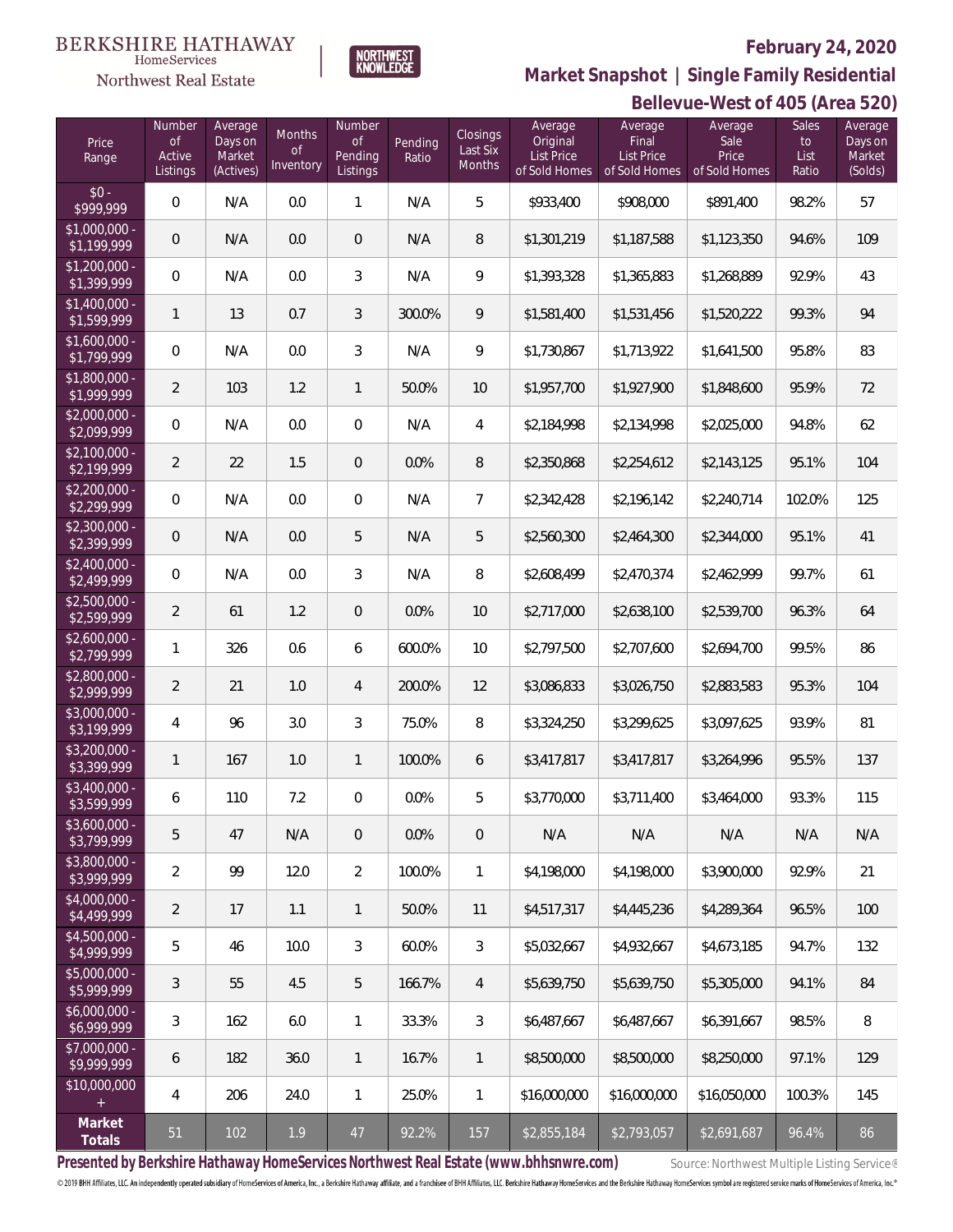BERKSHIRE HATHAWAY HomeServices Northwest Real Estate | NORTHWEST KNOWLEDGE

## February 24, 2020

## Market Snapshot | Single Family Residential

## Bellevue-West of 405 (Area 520)

| Price Range | Number of Active Listings | Average Days on Market (Actives) | Months of Inventory | Number of Pending Listings | Pending Ratio | Closings Last Six Months | Average Original List Price of Sold Homes | Average Final List Price of Sold Homes | Average Sale Price of Sold Homes | Sales to List Ratio | Average Days on Market (Solds) |
|---|---|---|---|---|---|---|---|---|---|---|---|
| $0 - $999,999 | 0 | N/A | 0.0 | 1 | N/A | 5 | $933,400 | $908,000 | $891,400 | 98.2% | 57 |
| $1,000,000 - $1,199,999 | 0 | N/A | 0.0 | 0 | N/A | 8 | $1,301,219 | $1,187,588 | $1,123,350 | 94.6% | 109 |
| $1,200,000 - $1,399,999 | 0 | N/A | 0.0 | 3 | N/A | 9 | $1,393,328 | $1,365,883 | $1,268,889 | 92.9% | 43 |
| $1,400,000 - $1,599,999 | 1 | 13 | 0.7 | 3 | 300.0% | 9 | $1,581,400 | $1,531,456 | $1,520,222 | 99.3% | 94 |
| $1,600,000 - $1,799,999 | 0 | N/A | 0.0 | 3 | N/A | 9 | $1,730,867 | $1,713,922 | $1,641,500 | 95.8% | 83 |
| $1,800,000 - $1,999,999 | 2 | 103 | 1.2 | 1 | 50.0% | 10 | $1,957,700 | $1,927,900 | $1,848,600 | 95.9% | 72 |
| $2,000,000 - $2,099,999 | 0 | N/A | 0.0 | 0 | N/A | 4 | $2,184,998 | $2,134,998 | $2,025,000 | 94.8% | 62 |
| $2,100,000 - $2,199,999 | 2 | 22 | 1.5 | 0 | 0.0% | 8 | $2,350,868 | $2,254,612 | $2,143,125 | 95.1% | 104 |
| $2,200,000 - $2,299,999 | 0 | N/A | 0.0 | 0 | N/A | 7 | $2,342,428 | $2,196,142 | $2,240,714 | 102.0% | 125 |
| $2,300,000 - $2,399,999 | 0 | N/A | 0.0 | 5 | N/A | 5 | $2,560,300 | $2,464,300 | $2,344,000 | 95.1% | 41 |
| $2,400,000 - $2,499,999 | 0 | N/A | 0.0 | 3 | N/A | 8 | $2,608,499 | $2,470,374 | $2,462,999 | 99.7% | 61 |
| $2,500,000 - $2,599,999 | 2 | 61 | 1.2 | 0 | 0.0% | 10 | $2,717,000 | $2,638,100 | $2,539,700 | 96.3% | 64 |
| $2,600,000 - $2,799,999 | 1 | 326 | 0.6 | 6 | 600.0% | 10 | $2,797,500 | $2,707,600 | $2,694,700 | 99.5% | 86 |
| $2,800,000 - $2,999,999 | 2 | 21 | 1.0 | 4 | 200.0% | 12 | $3,086,833 | $3,026,750 | $2,883,583 | 95.3% | 104 |
| $3,000,000 - $3,199,999 | 4 | 96 | 3.0 | 3 | 75.0% | 8 | $3,324,250 | $3,299,625 | $3,097,625 | 93.9% | 81 |
| $3,200,000 - $3,399,999 | 1 | 167 | 1.0 | 1 | 100.0% | 6 | $3,417,817 | $3,417,817 | $3,264,996 | 95.5% | 137 |
| $3,400,000 - $3,599,999 | 6 | 110 | 7.2 | 0 | 0.0% | 5 | $3,770,000 | $3,711,400 | $3,464,000 | 93.3% | 115 |
| $3,600,000 - $3,799,999 | 5 | 47 | N/A | 0 | 0.0% | 0 | N/A | N/A | N/A | N/A | N/A |
| $3,800,000 - $3,999,999 | 2 | 99 | 12.0 | 2 | 100.0% | 1 | $4,198,000 | $4,198,000 | $3,900,000 | 92.9% | 21 |
| $4,000,000 - $4,499,999 | 2 | 17 | 1.1 | 1 | 50.0% | 11 | $4,517,317 | $4,445,236 | $4,289,364 | 96.5% | 100 |
| $4,500,000 - $4,999,999 | 5 | 46 | 10.0 | 3 | 60.0% | 3 | $5,032,667 | $4,932,667 | $4,673,185 | 94.7% | 132 |
| $5,000,000 - $5,999,999 | 3 | 55 | 4.5 | 5 | 166.7% | 4 | $5,639,750 | $5,639,750 | $5,305,000 | 94.1% | 84 |
| $6,000,000 - $6,999,999 | 3 | 162 | 6.0 | 1 | 33.3% | 3 | $6,487,667 | $6,487,667 | $6,391,667 | 98.5% | 8 |
| $7,000,000 - $9,999,999 | 6 | 182 | 36.0 | 1 | 16.7% | 1 | $8,500,000 | $8,500,000 | $8,250,000 | 97.1% | 129 |
| $10,000,000 + | 4 | 206 | 24.0 | 1 | 25.0% | 1 | $16,000,000 | $16,000,000 | $16,050,000 | 100.3% | 145 |
| **Market Totals** | 51 | 102 | 1.9 | 47 | 92.2% | 157 | $2,855,184 | $2,793,057 | $2,691,687 | 96.4% | 86 |

**Presented by Berkshire Hathaway HomeServices Northwest Real Estate (www.bhhsnwre.com)** Source: Northwest Multiple Listing Service®

© 2019 BHH Affiliates, LLC. An independently operated subsidiary of HomeServices of America, Inc., a Berkshire Hathaway affiliate, and a franchisee of BHH Affiliates, LLC. Berkshire Hathaway HomeServices and the Berkshire Hathaway HomeServices symbol are registered service marks of HomeServices of America, Inc.®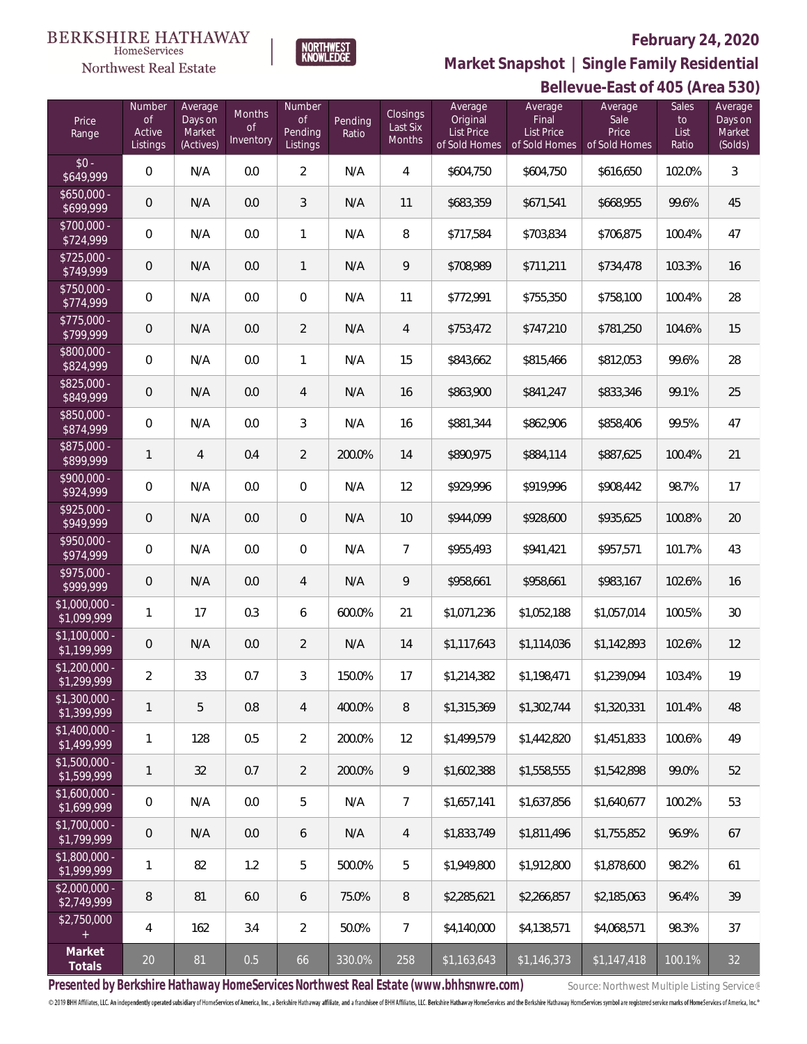BERKSHIRE HATHAWAY HomeServices Northwest Real Estate

NORTHWEST KNOWLEDGE

# February 24, 2020

## Market Snapshot | Single Family Residential

## Bellevue-East of 405 (Area 530)

| Price Range | Number of Active Listings | Average Days on Market (Actives) | Months of Inventory | Number of Pending Listings | Pending Ratio | Closings Last Six Months | Average Original List Price of Sold Homes | Average Final List Price of Sold Homes | Average Sale Price of Sold Homes | Sales to List Ratio | Average Days on Market (Solds) |
|---|---|---|---|---|---|---|---|---|---|---|---|
| $0 - $649,999 | 0 | N/A | 0.0 | 2 | N/A | 4 | $604,750 | $604,750 | $616,650 | 102.0% | 3 |
| $650,000 - $699,999 | 0 | N/A | 0.0 | 3 | N/A | 11 | $683,359 | $671,541 | $668,955 | 99.6% | 45 |
| $700,000 - $724,999 | 0 | N/A | 0.0 | 1 | N/A | 8 | $717,584 | $703,834 | $706,875 | 100.4% | 47 |
| $725,000 - $749,999 | 0 | N/A | 0.0 | 1 | N/A | 9 | $708,989 | $711,211 | $734,478 | 103.3% | 16 |
| $750,000 - $774,999 | 0 | N/A | 0.0 | 0 | N/A | 11 | $772,991 | $755,350 | $758,100 | 100.4% | 28 |
| $775,000 - $799,999 | 0 | N/A | 0.0 | 2 | N/A | 4 | $753,472 | $747,210 | $781,250 | 104.6% | 15 |
| $800,000 - $824,999 | 0 | N/A | 0.0 | 1 | N/A | 15 | $843,662 | $815,466 | $812,053 | 99.6% | 28 |
| $825,000 - $849,999 | 0 | N/A | 0.0 | 4 | N/A | 16 | $863,900 | $841,247 | $833,346 | 99.1% | 25 |
| $850,000 - $874,999 | 0 | N/A | 0.0 | 3 | N/A | 16 | $881,344 | $862,906 | $858,406 | 99.5% | 47 |
| $875,000 - $899,999 | 1 | 4 | 0.4 | 2 | 200.0% | 14 | $890,975 | $884,114 | $887,625 | 100.4% | 21 |
| $900,000 - $924,999 | 0 | N/A | 0.0 | 0 | N/A | 12 | $929,996 | $919,996 | $908,442 | 98.7% | 17 |
| $925,000 - $949,999 | 0 | N/A | 0.0 | 0 | N/A | 10 | $944,099 | $928,600 | $935,625 | 100.8% | 20 |
| $950,000 - $974,999 | 0 | N/A | 0.0 | 0 | N/A | 7 | $955,493 | $941,421 | $957,571 | 101.7% | 43 |
| $975,000 - $999,999 | 0 | N/A | 0.0 | 4 | N/A | 9 | $958,661 | $958,661 | $983,167 | 102.6% | 16 |
| $1,000,000 - $1,099,999 | 1 | 17 | 0.3 | 6 | 600.0% | 21 | $1,071,236 | $1,052,188 | $1,057,014 | 100.5% | 30 |
| $1,100,000 - $1,199,999 | 0 | N/A | 0.0 | 2 | N/A | 14 | $1,117,643 | $1,114,036 | $1,142,893 | 102.6% | 12 |
| $1,200,000 - $1,299,999 | 2 | 33 | 0.7 | 3 | 150.0% | 17 | $1,214,382 | $1,198,471 | $1,239,094 | 103.4% | 19 |
| $1,300,000 - $1,399,999 | 1 | 5 | 0.8 | 4 | 400.0% | 8 | $1,315,369 | $1,302,744 | $1,320,331 | 101.4% | 48 |
| $1,400,000 - $1,499,999 | 1 | 128 | 0.5 | 2 | 200.0% | 12 | $1,499,579 | $1,442,820 | $1,451,833 | 100.6% | 49 |
| $1,500,000 - $1,599,999 | 1 | 32 | 0.7 | 2 | 200.0% | 9 | $1,602,388 | $1,558,555 | $1,542,898 | 99.0% | 52 |
| $1,600,000 - $1,699,999 | 0 | N/A | 0.0 | 5 | N/A | 7 | $1,657,141 | $1,637,856 | $1,640,677 | 100.2% | 53 |
| $1,700,000 - $1,799,999 | 0 | N/A | 0.0 | 6 | N/A | 4 | $1,833,749 | $1,811,496 | $1,755,852 | 96.9% | 67 |
| $1,800,000 - $1,999,999 | 1 | 82 | 1.2 | 5 | 500.0% | 5 | $1,949,800 | $1,912,800 | $1,878,600 | 98.2% | 61 |
| $2,000,000 - $2,749,999 | 8 | 81 | 6.0 | 6 | 75.0% | 8 | $2,285,621 | $2,266,857 | $2,185,063 | 96.4% | 39 |
| $2,750,000 + | 4 | 162 | 3.4 | 2 | 50.0% | 7 | $4,140,000 | $4,138,571 | $4,068,571 | 98.3% | 37 |
| **Market Totals** | 20 | 81 | 0.5 | 66 | 330.0% | 258 | $1,163,643 | $1,146,373 | $1,147,418 | 100.1% | 32 |

**Presented by Berkshire Hathaway HomeServices Northwest Real Estate (www.bhhsnwre.com)**

Source: Northwest Multiple Listing Service®

© 2019 BHH Affiliates, LLC. An independently operated subsidiary of HomeServices of America, Inc., a Berkshire Hathaway affiliate, and a franchisee of BHH Affiliates, LLC. Berkshire Hathaway HomeServices and the Berkshire Hathaway HomeServices symbol are registered service marks of HomeServices of America, Inc.®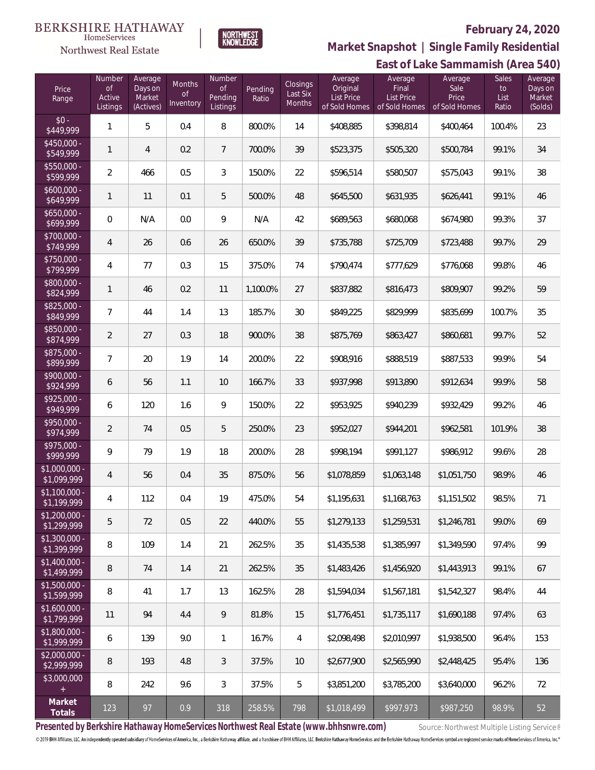BERKSHIRE HATHAWAY HomeServices Northwest Real Estate

NORTHWEST KNOWLEDGE

**February 24, 2020**

**Market Snapshot | Single Family Residential**

**East of Lake Sammamish (Area 540)**

| Price Range | Number of Active Listings | Average Days on Market (Actives) | Months of Inventory | Number of Pending Listings | Pending Ratio | Closings Last Six Months | Average Original List Price of Sold Homes | Average Final List Price of Sold Homes | Average Sale Price of Sold Homes | Sales to List Ratio | Average Days on Market (Solds) |
|---|---|---|---|---|---|---|---|---|---|---|---|
| $0 - $449,999 | 1 | 5 | 0.4 | 8 | 800.0% | 14 | $408,885 | $398,814 | $400,464 | 100.4% | 23 |
| $450,000 - $549,999 | 1 | 4 | 0.2 | 7 | 700.0% | 39 | $523,375 | $505,320 | $500,784 | 99.1% | 34 |
| $550,000 - $599,999 | 2 | 466 | 0.5 | 3 | 150.0% | 22 | $596,514 | $580,507 | $575,043 | 99.1% | 38 |
| $600,000 - $649,999 | 1 | 11 | 0.1 | 5 | 500.0% | 48 | $645,500 | $631,935 | $626,441 | 99.1% | 46 |
| $650,000 - $699,999 | 0 | N/A | 0.0 | 9 | N/A | 42 | $689,563 | $680,068 | $674,980 | 99.3% | 37 |
| $700,000 - $749,999 | 4 | 26 | 0.6 | 26 | 650.0% | 39 | $735,788 | $725,709 | $723,488 | 99.7% | 29 |
| $750,000 - $799,999 | 4 | 77 | 0.3 | 15 | 375.0% | 74 | $790,474 | $777,629 | $776,068 | 99.8% | 46 |
| $800,000 - $824,999 | 1 | 46 | 0.2 | 11 | 1,100.0% | 27 | $837,882 | $816,473 | $809,907 | 99.2% | 59 |
| $825,000 - $849,999 | 7 | 44 | 1.4 | 13 | 185.7% | 30 | $849,225 | $829,999 | $835,699 | 100.7% | 35 |
| $850,000 - $874,999 | 2 | 27 | 0.3 | 18 | 900.0% | 38 | $875,769 | $863,427 | $860,681 | 99.7% | 52 |
| $875,000 - $899,999 | 7 | 20 | 1.9 | 14 | 200.0% | 22 | $908,916 | $888,519 | $887,533 | 99.9% | 54 |
| $900,000 - $924,999 | 6 | 56 | 1.1 | 10 | 166.7% | 33 | $937,998 | $913,890 | $912,634 | 99.9% | 58 |
| $925,000 - $949,999 | 6 | 120 | 1.6 | 9 | 150.0% | 22 | $953,925 | $940,239 | $932,429 | 99.2% | 46 |
| $950,000 - $974,999 | 2 | 74 | 0.5 | 5 | 250.0% | 23 | $952,027 | $944,201 | $962,581 | 101.9% | 38 |
| $975,000 - $999,999 | 9 | 79 | 1.9 | 18 | 200.0% | 28 | $998,194 | $991,127 | $986,912 | 99.6% | 28 |
| $1,000,000 - $1,099,999 | 4 | 56 | 0.4 | 35 | 875.0% | 56 | $1,078,859 | $1,063,148 | $1,051,750 | 98.9% | 46 |
| $1,100,000 - $1,199,999 | 4 | 112 | 0.4 | 19 | 475.0% | 54 | $1,195,631 | $1,168,763 | $1,151,502 | 98.5% | 71 |
| $1,200,000 - $1,299,999 | 5 | 72 | 0.5 | 22 | 440.0% | 55 | $1,279,133 | $1,259,531 | $1,246,781 | 99.0% | 69 |
| $1,300,000 - $1,399,999 | 8 | 109 | 1.4 | 21 | 262.5% | 35 | $1,435,538 | $1,385,997 | $1,349,590 | 97.4% | 99 |
| $1,400,000 - $1,499,999 | 8 | 74 | 1.4 | 21 | 262.5% | 35 | $1,483,426 | $1,456,920 | $1,443,913 | 99.1% | 67 |
| $1,500,000 - $1,599,999 | 8 | 41 | 1.7 | 13 | 162.5% | 28 | $1,594,034 | $1,567,181 | $1,542,327 | 98.4% | 44 |
| $1,600,000 - $1,799,999 | 11 | 94 | 4.4 | 9 | 81.8% | 15 | $1,776,451 | $1,735,117 | $1,690,188 | 97.4% | 63 |
| $1,800,000 - $1,999,999 | 6 | 139 | 9.0 | 1 | 16.7% | 4 | $2,098,498 | $2,010,997 | $1,938,500 | 96.4% | 153 |
| $2,000,000 - $2,999,999 | 8 | 193 | 4.8 | 3 | 37.5% | 10 | $2,677,900 | $2,565,990 | $2,448,425 | 95.4% | 136 |
| $3,000,000 + | 8 | 242 | 9.6 | 3 | 37.5% | 5 | $3,851,200 | $3,785,200 | $3,640,000 | 96.2% | 72 |
| **Market Totals** | 123 | 97 | 0.9 | 318 | 258.5% | 798 | $1,018,499 | $997,973 | $987,250 | 98.9% | 52 |

**Presented by Berkshire Hathaway HomeServices Northwest Real Estate (www.bhhsnwre.com)**

Source: Northwest Multiple Listing Service®

© 2019 BHH Affiliates, LLC. An independently operated subsidiary of HomeServices of America, Inc., a Berkshire Hathaway affiliate, and a franchisee of BHH Affiliates, LLC. Berkshire Hathaway HomeServices and the Berkshire Hathaway HomeServices symbol are registered service marks of HomeServices of America, Inc.®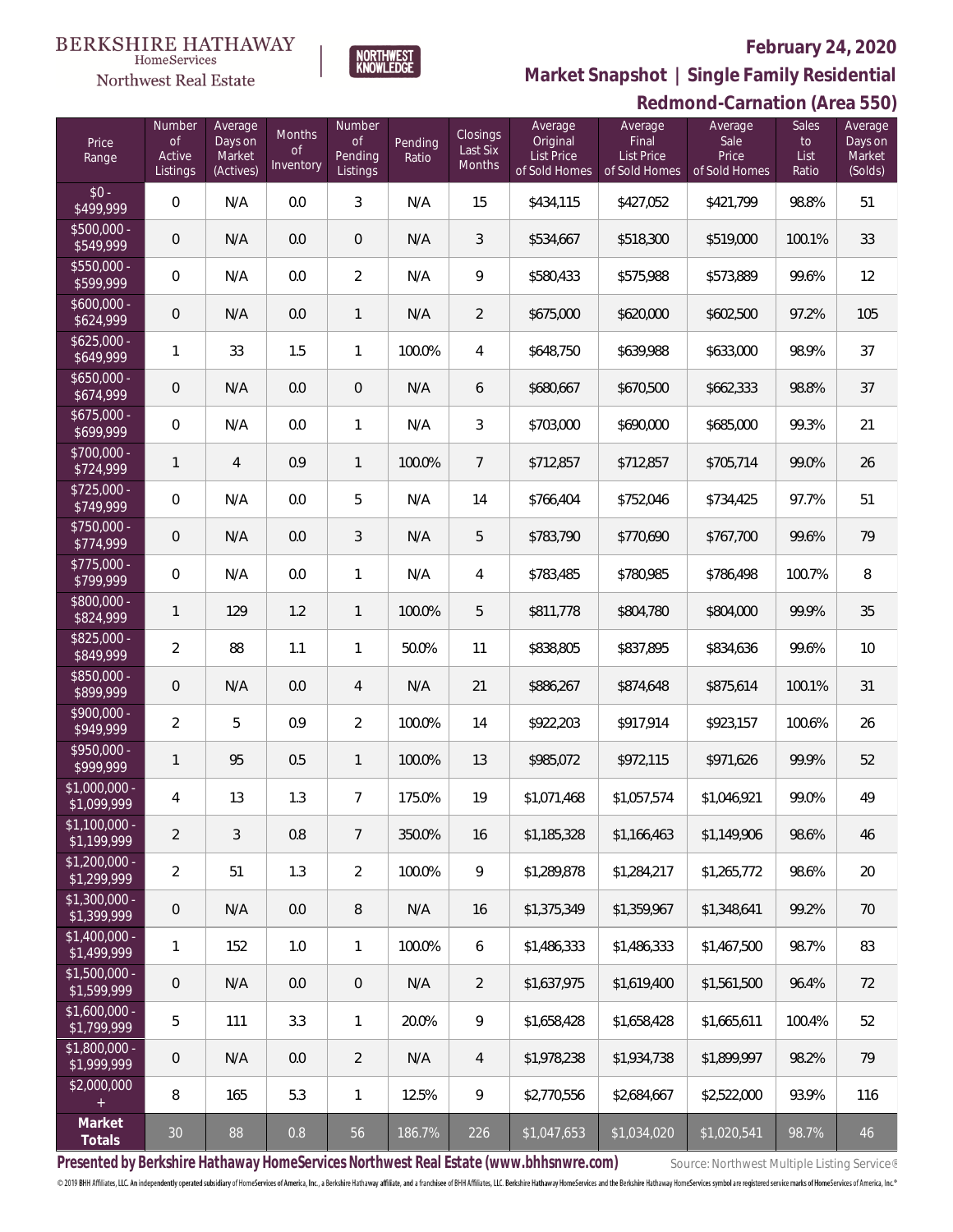BERKSHIRE HATHAWAY HomeServices Northwest Real Estate

NORTHWEST KNOWLEDGE

# February 24, 2020

## Market Snapshot | Single Family Residential

## Redmond-Carnation (Area 550)

| Price Range | Number of Active Listings | Average Days on Market (Actives) | Months of Inventory | Number of Pending Listings | Pending Ratio | Closings Last Six Months | Average Original List Price of Sold Homes | Average Final List Price of Sold Homes | Average Sale Price of Sold Homes | Sales to List Ratio | Average Days on Market (Solds) |
|---|---|---|---|---|---|---|---|---|---|---|---|
| $0 - $499,999 | 0 | N/A | 0.0 | 3 | N/A | 15 | $434,115 | $427,052 | $421,799 | 98.8% | 51 |
| $500,000 - $549,999 | 0 | N/A | 0.0 | 0 | N/A | 3 | $534,667 | $518,300 | $519,000 | 100.1% | 33 |
| $550,000 - $599,999 | 0 | N/A | 0.0 | 2 | N/A | 9 | $580,433 | $575,988 | $573,889 | 99.6% | 12 |
| $600,000 - $624,999 | 0 | N/A | 0.0 | 1 | N/A | 2 | $675,000 | $620,000 | $602,500 | 97.2% | 105 |
| $625,000 - $649,999 | 1 | 33 | 1.5 | 1 | 100.0% | 4 | $648,750 | $639,988 | $633,000 | 98.9% | 37 |
| $650,000 - $674,999 | 0 | N/A | 0.0 | 0 | N/A | 6 | $680,667 | $670,500 | $662,333 | 98.8% | 37 |
| $675,000 - $699,999 | 0 | N/A | 0.0 | 1 | N/A | 3 | $703,000 | $690,000 | $685,000 | 99.3% | 21 |
| $700,000 - $724,999 | 1 | 4 | 0.9 | 1 | 100.0% | 7 | $712,857 | $712,857 | $705,714 | 99.0% | 26 |
| $725,000 - $749,999 | 0 | N/A | 0.0 | 5 | N/A | 14 | $766,404 | $752,046 | $734,425 | 97.7% | 51 |
| $750,000 - $774,999 | 0 | N/A | 0.0 | 3 | N/A | 5 | $783,790 | $770,690 | $767,700 | 99.6% | 79 |
| $775,000 - $799,999 | 0 | N/A | 0.0 | 1 | N/A | 4 | $783,485 | $780,985 | $786,498 | 100.7% | 8 |
| $800,000 - $824,999 | 1 | 129 | 1.2 | 1 | 100.0% | 5 | $811,778 | $804,780 | $804,000 | 99.9% | 35 |
| $825,000 - $849,999 | 2 | 88 | 1.1 | 1 | 50.0% | 11 | $838,805 | $837,895 | $834,636 | 99.6% | 10 |
| $850,000 - $899,999 | 0 | N/A | 0.0 | 4 | N/A | 21 | $886,267 | $874,648 | $875,614 | 100.1% | 31 |
| $900,000 - $949,999 | 2 | 5 | 0.9 | 2 | 100.0% | 14 | $922,203 | $917,914 | $923,157 | 100.6% | 26 |
| $950,000 - $999,999 | 1 | 95 | 0.5 | 1 | 100.0% | 13 | $985,072 | $972,115 | $971,626 | 99.9% | 52 |
| $1,000,000 - $1,099,999 | 4 | 13 | 1.3 | 7 | 175.0% | 19 | $1,071,468 | $1,057,574 | $1,046,921 | 99.0% | 49 |
| $1,100,000 - $1,199,999 | 2 | 3 | 0.8 | 7 | 350.0% | 16 | $1,185,328 | $1,166,463 | $1,149,906 | 98.6% | 46 |
| $1,200,000 - $1,299,999 | 2 | 51 | 1.3 | 2 | 100.0% | 9 | $1,289,878 | $1,284,217 | $1,265,772 | 98.6% | 20 |
| $1,300,000 - $1,399,999 | 0 | N/A | 0.0 | 8 | N/A | 16 | $1,375,349 | $1,359,967 | $1,348,641 | 99.2% | 70 |
| $1,400,000 - $1,499,999 | 1 | 152 | 1.0 | 1 | 100.0% | 6 | $1,486,333 | $1,486,333 | $1,467,500 | 98.7% | 83 |
| $1,500,000 - $1,599,999 | 0 | N/A | 0.0 | 0 | N/A | 2 | $1,637,975 | $1,619,400 | $1,561,500 | 96.4% | 72 |
| $1,600,000 - $1,799,999 | 5 | 111 | 3.3 | 1 | 20.0% | 9 | $1,658,428 | $1,658,428 | $1,665,611 | 100.4% | 52 |
| $1,800,000 - $1,999,999 | 0 | N/A | 0.0 | 2 | N/A | 4 | $1,978,238 | $1,934,738 | $1,899,997 | 98.2% | 79 |
| $2,000,000 + | 8 | 165 | 5.3 | 1 | 12.5% | 9 | $2,770,556 | $2,684,667 | $2,522,000 | 93.9% | 116 |
| **Market Totals** | 30 | 88 | 0.8 | 56 | 186.7% | 226 | $1,047,653 | $1,034,020 | $1,020,541 | 98.7% | 46 |

**Presented by Berkshire Hathaway HomeServices Northwest Real Estate (www.bhhsnwre.com)**

Source: Northwest Multiple Listing Service®

© 2019 BHH Affiliates, LLC. An independently operated subsidiary of HomeServices of America, Inc., a Berkshire Hathaway affiliate, and a franchisee of BHH Affiliates, LLC. Berkshire Hathaway HomeServices and the Berkshire Hathaway HomeServices symbol are registered service marks of HomeServices of America, Inc.®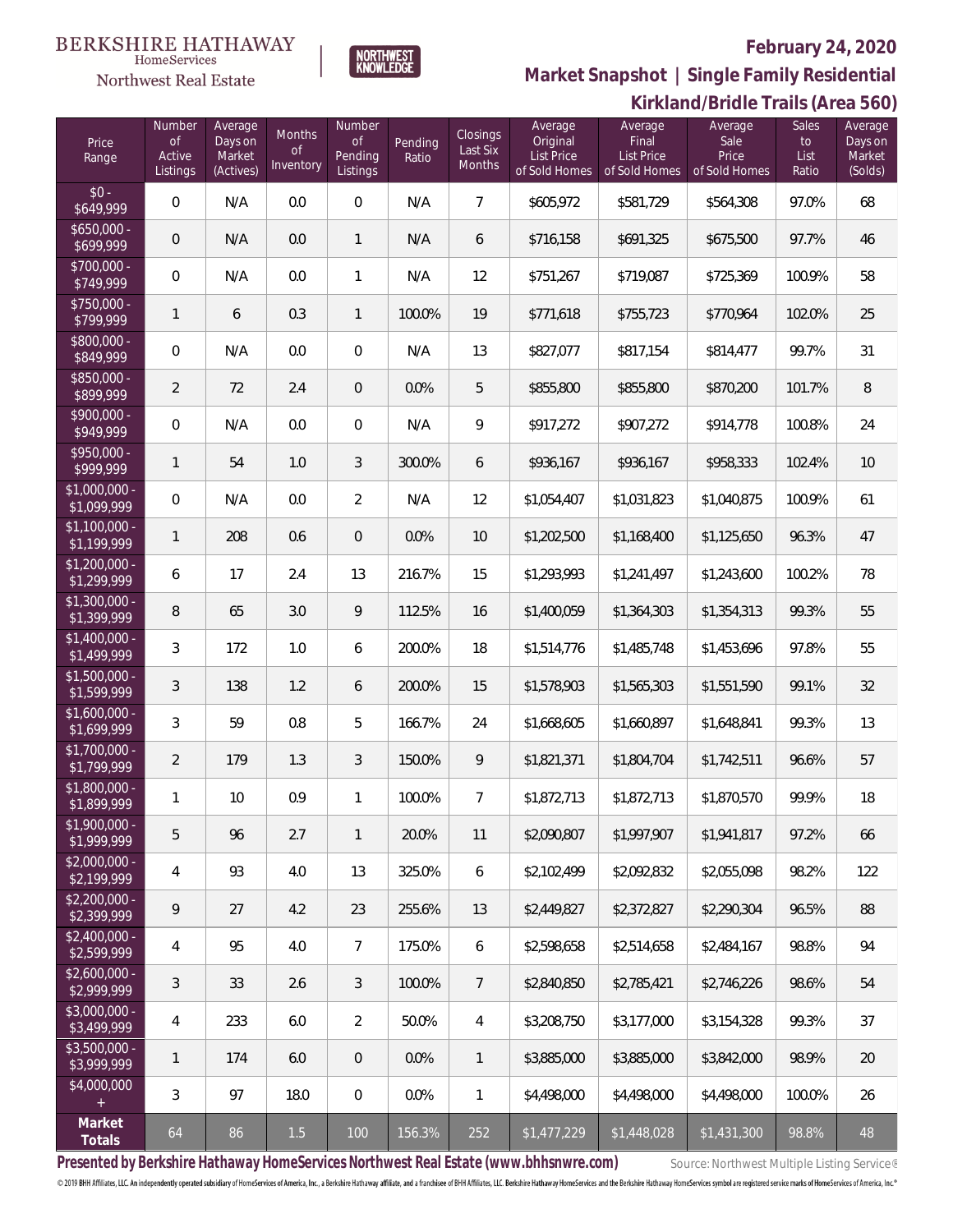BERKSHIRE HATHAWAY HomeServices Northwest Real Estate

NORTHWEST KNOWLEDGE

## February 24, 2020

## Market Snapshot | Single Family Residential

## Kirkland/Bridle Trails (Area 560)

| Price Range | Number of Active Listings | Average Days on Market (Actives) | Months of Inventory | Number of Pending Listings | Pending Ratio | Closings Last Six Months | Average Original List Price of Sold Homes | Average Final List Price of Sold Homes | Average Sale Price of Sold Homes | Sales to List Ratio | Average Days on Market (Solds) |
|---|---|---|---|---|---|---|---|---|---|---|---|
| $0 - $649,999 | 0 | N/A | 0.0 | 0 | N/A | 7 | $605,972 | $581,729 | $564,308 | 97.0% | 68 |
| $650,000 - $699,999 | 0 | N/A | 0.0 | 1 | N/A | 6 | $716,158 | $691,325 | $675,500 | 97.7% | 46 |
| $700,000 - $749,999 | 0 | N/A | 0.0 | 1 | N/A | 12 | $751,267 | $719,087 | $725,369 | 100.9% | 58 |
| $750,000 - $799,999 | 1 | 6 | 0.3 | 1 | 100.0% | 19 | $771,618 | $755,723 | $770,964 | 102.0% | 25 |
| $800,000 - $849,999 | 0 | N/A | 0.0 | 0 | N/A | 13 | $827,077 | $817,154 | $814,477 | 99.7% | 31 |
| $850,000 - $899,999 | 2 | 72 | 2.4 | 0 | 0.0% | 5 | $855,800 | $855,800 | $870,200 | 101.7% | 8 |
| $900,000 - $949,999 | 0 | N/A | 0.0 | 0 | N/A | 9 | $917,272 | $907,272 | $914,778 | 100.8% | 24 |
| $950,000 - $999,999 | 1 | 54 | 1.0 | 3 | 300.0% | 6 | $936,167 | $936,167 | $958,333 | 102.4% | 10 |
| $1,000,000 - $1,099,999 | 0 | N/A | 0.0 | 2 | N/A | 12 | $1,054,407 | $1,031,823 | $1,040,875 | 100.9% | 61 |
| $1,100,000 - $1,199,999 | 1 | 208 | 0.6 | 0 | 0.0% | 10 | $1,202,500 | $1,168,400 | $1,125,650 | 96.3% | 47 |
| $1,200,000 - $1,299,999 | 6 | 17 | 2.4 | 13 | 216.7% | 15 | $1,293,993 | $1,241,497 | $1,243,600 | 100.2% | 78 |
| $1,300,000 - $1,399,999 | 8 | 65 | 3.0 | 9 | 112.5% | 16 | $1,400,059 | $1,364,303 | $1,354,313 | 99.3% | 55 |
| $1,400,000 - $1,499,999 | 3 | 172 | 1.0 | 6 | 200.0% | 18 | $1,514,776 | $1,485,748 | $1,453,696 | 97.8% | 55 |
| $1,500,000 - $1,599,999 | 3 | 138 | 1.2 | 6 | 200.0% | 15 | $1,578,903 | $1,565,303 | $1,551,590 | 99.1% | 32 |
| $1,600,000 - $1,699,999 | 3 | 59 | 0.8 | 5 | 166.7% | 24 | $1,668,605 | $1,660,897 | $1,648,841 | 99.3% | 13 |
| $1,700,000 - $1,799,999 | 2 | 179 | 1.3 | 3 | 150.0% | 9 | $1,821,371 | $1,804,704 | $1,742,511 | 96.6% | 57 |
| $1,800,000 - $1,899,999 | 1 | 10 | 0.9 | 1 | 100.0% | 7 | $1,872,713 | $1,872,713 | $1,870,570 | 99.9% | 18 |
| $1,900,000 - $1,999,999 | 5 | 96 | 2.7 | 1 | 20.0% | 11 | $2,090,807 | $1,997,907 | $1,941,817 | 97.2% | 66 |
| $2,000,000 - $2,199,999 | 4 | 93 | 4.0 | 13 | 325.0% | 6 | $2,102,499 | $2,092,832 | $2,055,098 | 98.2% | 122 |
| $2,200,000 - $2,399,999 | 9 | 27 | 4.2 | 23 | 255.6% | 13 | $2,449,827 | $2,372,827 | $2,290,304 | 96.5% | 88 |
| $2,400,000 - $2,599,999 | 4 | 95 | 4.0 | 7 | 175.0% | 6 | $2,598,658 | $2,514,658 | $2,484,167 | 98.8% | 94 |
| $2,600,000 - $2,999,999 | 3 | 33 | 2.6 | 3 | 100.0% | 7 | $2,840,850 | $2,785,421 | $2,746,226 | 98.6% | 54 |
| $3,000,000 - $3,499,999 | 4 | 233 | 6.0 | 2 | 50.0% | 4 | $3,208,750 | $3,177,000 | $3,154,328 | 99.3% | 37 |
| $3,500,000 - $3,999,999 | 1 | 174 | 6.0 | 0 | 0.0% | 1 | $3,885,000 | $3,885,000 | $3,842,000 | 98.9% | 20 |
| $4,000,000 + | 3 | 97 | 18.0 | 0 | 0.0% | 1 | $4,498,000 | $4,498,000 | $4,498,000 | 100.0% | 26 |
| **Market Totals** | 64 | 86 | 1.5 | 100 | 156.3% | 252 | $1,477,229 | $1,448,028 | $1,431,300 | 98.8% | 48 |

**Presented by Berkshire Hathaway HomeServices Northwest Real Estate (www.bhhsnwre.com)**

Source: Northwest Multiple Listing Service®

© 2019 BHH Affiliates, LLC. An independently operated subsidiary of HomeServices of America, Inc., a Berkshire Hathaway affiliate, and a franchisee of BHH Affiliates, LLC. Berkshire Hathaway HomeServices and the Berkshire Hathaway HomeServices symbol are registered service marks of HomeServices of America, Inc.®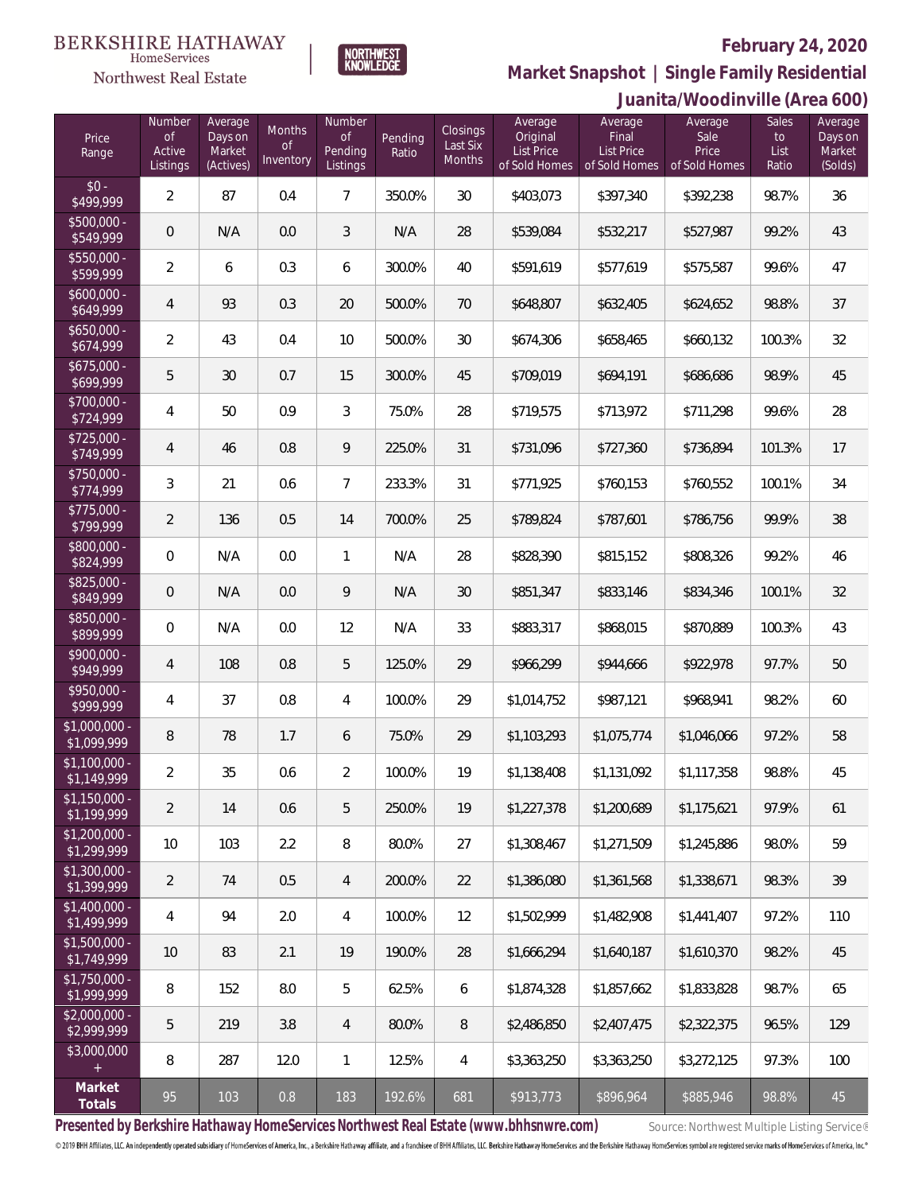BERKSHIRE HATHAWAY
HomeServices
Northwest Real Estate

NORTHWEST KNOWLEDGE

# February 24, 2020

## Market Snapshot | Single Family Residential

## Juanita/Woodinville (Area 600)

| Price Range | Number of Active Listings | Average Days on Market (Actives) | Months of Inventory | Number of Pending Listings | Pending Ratio | Closings Last Six Months | Average Original List Price of Sold Homes | Average Final List Price of Sold Homes | Average Sale Price of Sold Homes | Sales to List Ratio | Average Days on Market (Solds) |
|---|---|---|---|---|---|---|---|---|---|---|---|
| $0 - $499,999 | 2 | 87 | 0.4 | 7 | 350.0% | 30 | $403,073 | $397,340 | $392,238 | 98.7% | 36 |
| $500,000 - $549,999 | 0 | N/A | 0.0 | 3 | N/A | 28 | $539,084 | $532,217 | $527,987 | 99.2% | 43 |
| $550,000 - $599,999 | 2 | 6 | 0.3 | 6 | 300.0% | 40 | $591,619 | $577,619 | $575,587 | 99.6% | 47 |
| $600,000 - $649,999 | 4 | 93 | 0.3 | 20 | 500.0% | 70 | $648,807 | $632,405 | $624,652 | 98.8% | 37 |
| $650,000 - $674,999 | 2 | 43 | 0.4 | 10 | 500.0% | 30 | $674,306 | $658,465 | $660,132 | 100.3% | 32 |
| $675,000 - $699,999 | 5 | 30 | 0.7 | 15 | 300.0% | 45 | $709,019 | $694,191 | $686,686 | 98.9% | 45 |
| $700,000 - $724,999 | 4 | 50 | 0.9 | 3 | 75.0% | 28 | $719,575 | $713,972 | $711,298 | 99.6% | 28 |
| $725,000 - $749,999 | 4 | 46 | 0.8 | 9 | 225.0% | 31 | $731,096 | $727,360 | $736,894 | 101.3% | 17 |
| $750,000 - $774,999 | 3 | 21 | 0.6 | 7 | 233.3% | 31 | $771,925 | $760,153 | $760,552 | 100.1% | 34 |
| $775,000 - $799,999 | 2 | 136 | 0.5 | 14 | 700.0% | 25 | $789,824 | $787,601 | $786,756 | 99.9% | 38 |
| $800,000 - $824,999 | 0 | N/A | 0.0 | 1 | N/A | 28 | $828,390 | $815,152 | $808,326 | 99.2% | 46 |
| $825,000 - $849,999 | 0 | N/A | 0.0 | 9 | N/A | 30 | $851,347 | $833,146 | $834,346 | 100.1% | 32 |
| $850,000 - $899,999 | 0 | N/A | 0.0 | 12 | N/A | 33 | $883,317 | $868,015 | $870,889 | 100.3% | 43 |
| $900,000 - $949,999 | 4 | 108 | 0.8 | 5 | 125.0% | 29 | $966,299 | $944,666 | $922,978 | 97.7% | 50 |
| $950,000 - $999,999 | 4 | 37 | 0.8 | 4 | 100.0% | 29 | $1,014,752 | $987,121 | $968,941 | 98.2% | 60 |
| $1,000,000 - $1,099,999 | 8 | 78 | 1.7 | 6 | 75.0% | 29 | $1,103,293 | $1,075,774 | $1,046,066 | 97.2% | 58 |
| $1,100,000 - $1,149,999 | 2 | 35 | 0.6 | 2 | 100.0% | 19 | $1,138,408 | $1,131,092 | $1,117,358 | 98.8% | 45 |
| $1,150,000 - $1,199,999 | 2 | 14 | 0.6 | 5 | 250.0% | 19 | $1,227,378 | $1,200,689 | $1,175,621 | 97.9% | 61 |
| $1,200,000 - $1,299,999 | 10 | 103 | 2.2 | 8 | 80.0% | 27 | $1,308,467 | $1,271,509 | $1,245,886 | 98.0% | 59 |
| $1,300,000 - $1,399,999 | 2 | 74 | 0.5 | 4 | 200.0% | 22 | $1,386,080 | $1,361,568 | $1,338,671 | 98.3% | 39 |
| $1,400,000 - $1,499,999 | 4 | 94 | 2.0 | 4 | 100.0% | 12 | $1,502,999 | $1,482,908 | $1,441,407 | 97.2% | 110 |
| $1,500,000 - $1,749,999 | 10 | 83 | 2.1 | 19 | 190.0% | 28 | $1,666,294 | $1,640,187 | $1,610,370 | 98.2% | 45 |
| $1,750,000 - $1,999,999 | 8 | 152 | 8.0 | 5 | 62.5% | 6 | $1,874,328 | $1,857,662 | $1,833,828 | 98.7% | 65 |
| $2,000,000 - $2,999,999 | 5 | 219 | 3.8 | 4 | 80.0% | 8 | $2,486,850 | $2,407,475 | $2,322,375 | 96.5% | 129 |
| $3,000,000 + | 8 | 287 | 12.0 | 1 | 12.5% | 4 | $3,363,250 | $3,363,250 | $3,272,125 | 97.3% | 100 |
| **Market Totals** | 95 | 103 | 0.8 | 183 | 192.6% | 681 | $913,773 | $896,964 | $885,946 | 98.8% | 45 |

**Presented by Berkshire Hathaway HomeServices Northwest Real Estate (www.bhhsnwre.com)** Source: Northwest Multiple Listing Service®

© 2019 BHH Affiliates, LLC. An independently operated subsidiary of HomeServices of America, Inc., a Berkshire Hathaway affiliate, and a franchisee of BHH Affiliates, LLC. Berkshire Hathaway HomeServices and the Berkshire Hathaway HomeServices symbol are registered service marks of HomeServices of America, Inc.®